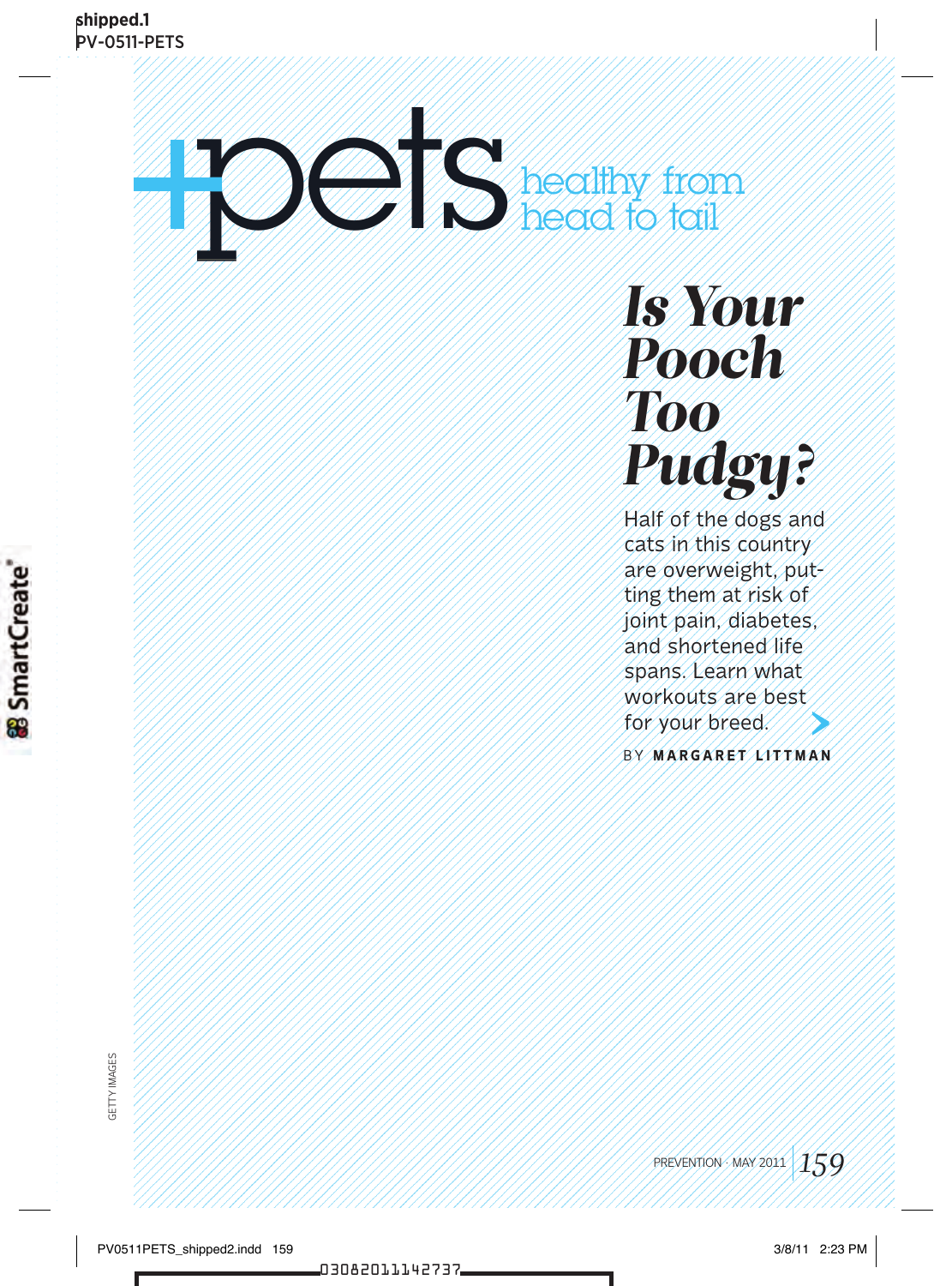# +pets

healthy from head to tail

## *Is Your Pooch Too Pudgy?*

Half of the dogs and cats in this country are overweight, putting them at risk of joint pain, diabetes, and shortened life spans. Learn what workouts are best for your breed.

BY **MARGARET LITTMAN**

GETTY IMAGES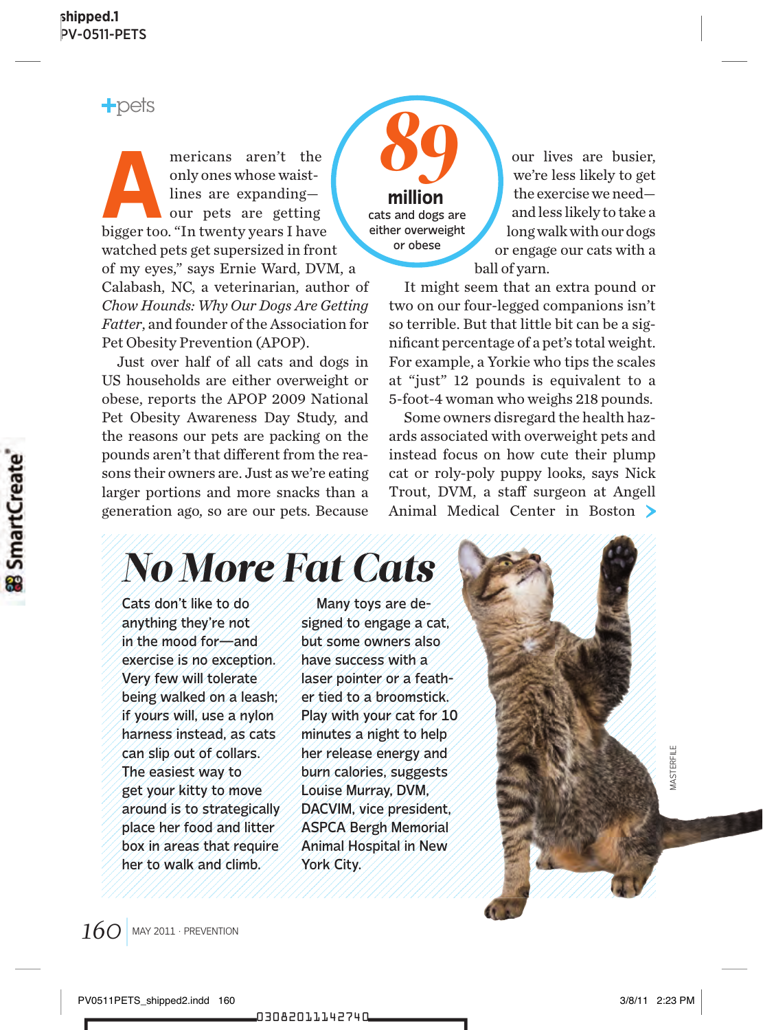+pets

Americans aren't the only ones whose waistlines are expanding—our pets are getting bigger too. "In twenty years I have watched pets get supersized in front of my eyes," says Ernie Ward, DVM, a Calabash, NC, a veterinarian, author of *Chow Hounds: Why Our Dogs Are Getting Fatter*, and founder of the Association for Pet Obesity Prevention (APOP).

Just over half of all cats and dogs in US households are either overweight or obese, reports the APOP 2009 National Pet Obesity Awareness Day Study, and the reasons our pets are packing on the pounds aren't that different from the reasons their owners are. Just as we're eating larger portions and more snacks than a generation ago, so are our pets. Because our lives are busier, we're less likely to get the exercise we need—and less likely to take a long walk with our dogs or engage our cats with a ball of yarn.

**89 million** cats and dogs are either overweight or obese

It might seem that an extra pound or two on our four-legged companions isn't so terrible. But that little bit can be a significant percentage of a pet's total weight. For example, a Yorkie who tips the scales at "just" 12 pounds is equivalent to a 5-foot-4 woman who weighs 218 pounds.

Some owners disregard the health hazards associated with overweight pets and instead focus on how cute their plump cat or roly-poly puppy looks, says Nick Trout, DVM, a staff surgeon at Angell Animal Medical Center in Boston

## No More Fat Cats

Cats don't like to do anything they're not in the mood for—and exercise is no exception. Very few will tolerate being walked on a leash; if yours will, use a nylon harness instead, as cats can slip out of collars. The easiest way to get your kitty to move around is to strategically place her food and litter box in areas that require her to walk and climb.

Many toys are designed to engage a cat, but some owners also have success with a laser pointer or a feather tied to a broomstick. Play with your cat for 10 minutes a night to help her release energy and burn calories, suggests Louise Murray, DVM, DACVIM, vice president, ASPCA Bergh Memorial Animal Hospital in New York City.

MASTERFILE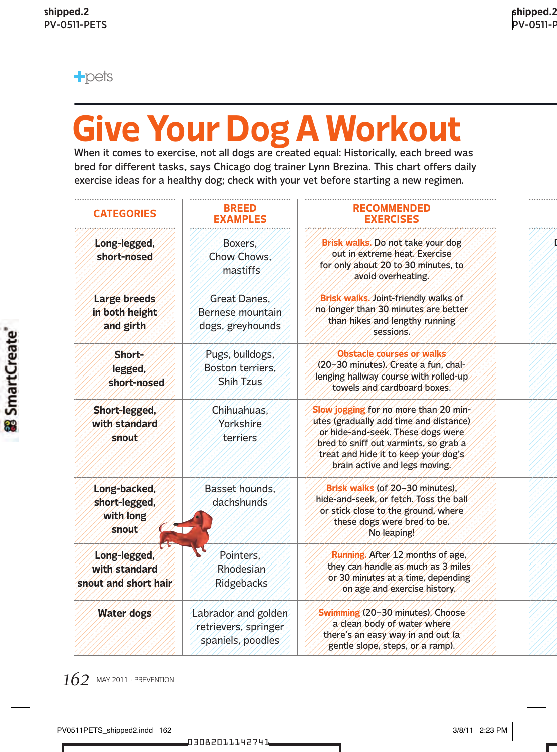+pets

# Give Your Dog A Workout

When it comes to exercise, not all dogs are created equal: Historically, each breed was bred for different tasks, says Chicago dog trainer Lynn Brezina. This chart offers daily exercise ideas for a healthy dog; check with your vet before starting a new regimen.

| CATEGORIES | BREED EXAMPLES | RECOMMENDED EXERCISES |
|---|---|---|
| **Long-legged, short-nosed** | Boxers, Chow Chows, mastiffs | **Brisk walks.** Do not take your dog out in extreme heat. Exercise for only about 20 to 30 minutes, to avoid overheating. |
| **Large breeds in both height and girth** | Great Danes, Bernese mountain dogs, greyhounds | **Brisk walks.** Joint-friendly walks of no longer than 30 minutes are better than hikes and lengthy running sessions. |
| **Short-legged, short-nosed** | Pugs, bulldogs, Boston terriers, Shih Tzus | **Obstacle courses or walks** (20–30 minutes). Create a fun, challenging hallway course with rolled-up towels and cardboard boxes. |
| **Short-legged, with standard snout** | Chihuahuas, Yorkshire terriers | **Slow jogging** for no more than 20 minutes (gradually add time and distance) or hide-and-seek. These dogs were bred to sniff out varmints, so grab a treat and hide it to keep your dog's brain active and legs moving. |
| **Long-backed, short-legged, with long snout** | Basset hounds, dachshunds | **Brisk walks** (of 20–30 minutes), hide-and-seek, or fetch. Toss the ball or stick close to the ground, where these dogs were bred to be. No leaping! |
| **Long-legged, with standard snout and short hair** | Pointers, Rhodesian Ridgebacks | **Running.** After 12 months of age, they can handle as much as 3 miles or 30 minutes at a time, depending on age and exercise history. |
| **Water dogs** | Labrador and golden retrievers, springer spaniels, poodles | **Swimming** (20–30 minutes). Choose a clean body of water where there's an easy way in and out (a gentle slope, steps, or a ramp). |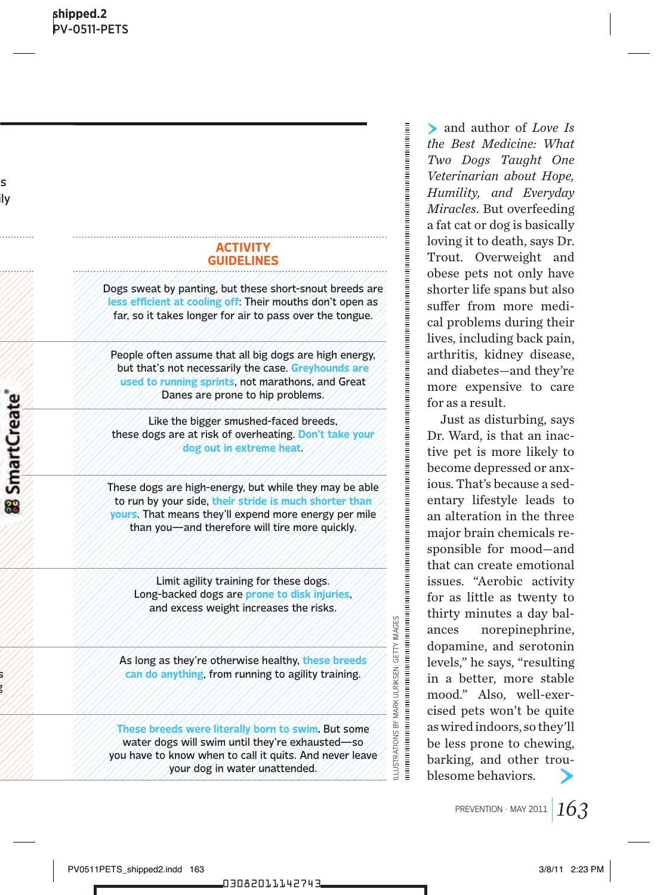## ACTIVITY GUIDELINES

Dogs sweat by panting, but these short-snout breeds are less efficient at cooling off: Their mouths don't open as far, so it takes longer for air to pass over the tongue.

People often assume that all big dogs are high energy, but that's not necessarily the case. Greyhounds are used to running sprints, not marathons, and Great Danes are prone to hip problems.

Like the bigger smushed-faced breeds, these dogs are at risk of overheating. Don't take your dog out in extreme heat.

These dogs are high-energy, but while they may be able to run by your side, their stride is much shorter than yours. That means they'll expend more energy per mile than you—and therefore will tire more quickly.

Limit agility training for these dogs. Long-backed dogs are prone to disk injuries, and excess weight increases the risks.

As long as they're otherwise healthy, these breeds can do anything, from running to agility training.

These breeds were literally born to swim. But some water dogs will swim until they're exhausted—so you have to know when to call it quits. And never leave your dog in water unattended.

ILLUSTRATIONS BY MARK ULRIKSEN; GETTY IMAGES

and author of *Love Is the Best Medicine: What Two Dogs Taught One Veterinarian about Hope, Humility, and Everyday Miracles*. But overfeeding a fat cat or dog is basically loving it to death, says Dr. Trout. Overweight and obese pets not only have shorter life spans but also suffer from more medical problems during their lives, including back pain, arthritis, kidney disease, and diabetes—and they're more expensive to care for as a result.

Just as disturbing, says Dr. Ward, is that an inactive pet is more likely to become depressed or anxious. That's because a sedentary lifestyle leads to an alteration in the three major brain chemicals responsible for mood—and that can create emotional issues. "Aerobic activity for as little as twenty to thirty minutes a day balances norepinephrine, dopamine, and serotonin levels," he says, "resulting in a better, more stable mood." Also, well-exercised pets won't be quite as wired indoors, so they'll be less prone to chewing, barking, and other troublesome behaviors.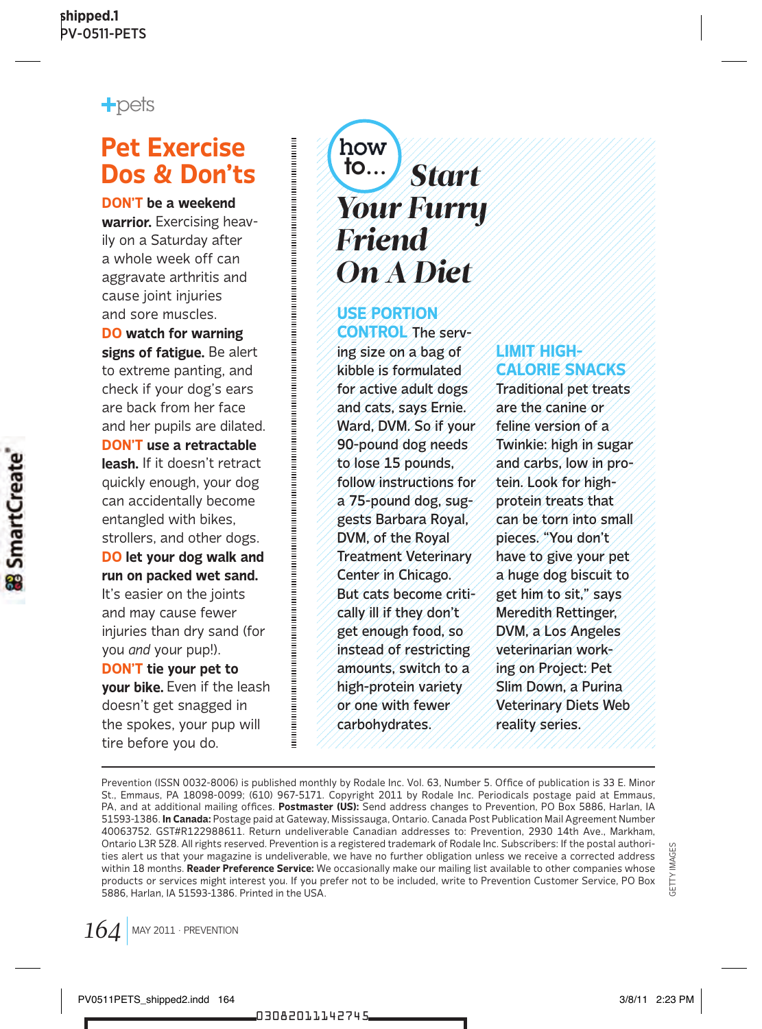+pets

## Pet Exercise Dos & Don'ts

**DON'T be a weekend warrior.** Exercising heavily on a Saturday after a whole week off can aggravate arthritis and cause joint injuries and sore muscles.

**DO watch for warning signs of fatigue.** Be alert to extreme panting, and check if your dog's ears are back from her face and her pupils are dilated.

**DON'T use a retractable leash.** If it doesn't retract quickly enough, your dog can accidentally become entangled with bikes, strollers, and other dogs.

**DO let your dog walk and run on packed wet sand.** It's easier on the joints and may cause fewer injuries than dry sand (for you *and* your pup!).

**DON'T tie your pet to your bike.** Even if the leash doesn't get snagged in the spokes, your pup will tire before you do.

## how to... *Start Your Furry Friend On A Diet*

**USE PORTION CONTROL** The serving size on a bag of kibble is formulated for active adult dogs and cats, says Ernie. Ward, DVM. So if your 90-pound dog needs to lose 15 pounds, follow instructions for a 75-pound dog, suggests Barbara Royal, DVM, of the Royal Treatment Veterinary Center in Chicago. But cats become critically ill if they don't get enough food, so instead of restricting amounts, switch to a high-protein variety or one with fewer carbohydrates.

**LIMIT HIGH-CALORIE SNACKS** Traditional pet treats are the canine or feline version of a Twinkie: high in sugar and carbs, low in protein. Look for high-protein treats that can be torn into small pieces. "You don't have to give your pet a huge dog biscuit to get him to sit," says Meredith Rettinger, DVM, a Los Angeles veterinarian working on Project: Pet Slim Down, a Purina Veterinary Diets Web reality series.

---

Prevention (ISSN 0032-8006) is published monthly by Rodale Inc. Vol. 63, Number 5. Office of publication is 33 E. Minor St., Emmaus, PA 18098-0099; (610) 967-5171. Copyright 2011 by Rodale Inc. Periodicals postage paid at Emmaus, PA, and at additional mailing offices. **Postmaster (US):** Send address changes to Prevention, PO Box 5886, Harlan, IA 51593-1386. **In Canada:** Postage paid at Gateway, Mississauga, Ontario. Canada Post Publication Mail Agreement Number 40063752. GST#R122988611. Return undeliverable Canadian addresses to: Prevention, 2930 14th Ave., Markham, Ontario L3R 5Z8. All rights reserved. Prevention is a registered trademark of Rodale Inc. Subscribers: If the postal authorities alert us that your magazine is undeliverable, we have no further obligation unless we receive a corrected address within 18 months. **Reader Preference Service:** We occasionally make our mailing list available to other companies whose products or services might interest you. If you prefer not to be included, write to Prevention Customer Service, PO Box 5886, Harlan, IA 51593-1386. Printed in the USA.

GETTY IMAGES